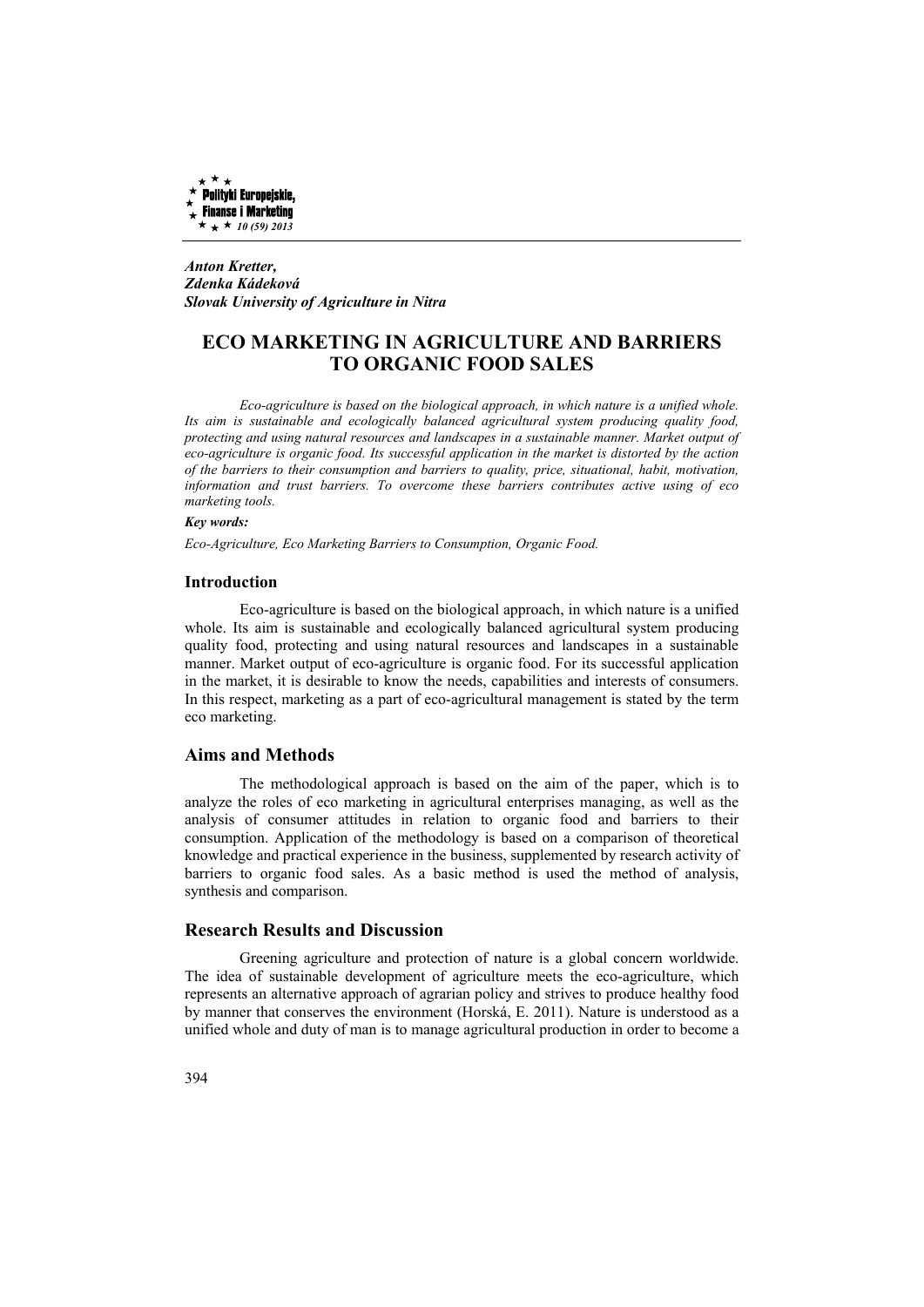*Anton Kretter,*
***Zdenka Kádeková***
***Slovak University of Agriculture in Nitra***

# ECO MARKETING IN AGRICULTURE AND BARRIERS TO ORGANIC FOOD SALES

*Eco-agriculture is based on the biological approach, in which nature is a unified whole. Its aim is sustainable and ecologically balanced agricultural system producing quality food, protecting and using natural resources and landscapes in a sustainable manner. Market output of eco-agriculture is organic food. Its successful application in the market is distorted by the action of the barriers to their consumption and barriers to quality, price, situational, habit, motivation, information and trust barriers. To overcome these barriers contributes active using of eco marketing tools.*

***Key words:***

*Eco-Agriculture, Eco Marketing Barriers to Consumption, Organic Food.*

## Introduction

Eco-agriculture is based on the biological approach, in which nature is a unified whole. Its aim is sustainable and ecologically balanced agricultural system producing quality food, protecting and using natural resources and landscapes in a sustainable manner. Market output of eco-agriculture is organic food. For its successful application in the market, it is desirable to know the needs, capabilities and interests of consumers. In this respect, marketing as a part of eco-agricultural management is stated by the term eco marketing.

## Aims and Methods

The methodological approach is based on the aim of the paper, which is to analyze the roles of eco marketing in agricultural enterprises managing, as well as the analysis of consumer attitudes in relation to organic food and barriers to their consumption. Application of the methodology is based on a comparison of theoretical knowledge and practical experience in the business, supplemented by research activity of barriers to organic food sales. As a basic method is used the method of analysis, synthesis and comparison.

## Research Results and Discussion

Greening agriculture and protection of nature is a global concern worldwide. The idea of sustainable development of agriculture meets the eco-agriculture, which represents an alternative approach of agrarian policy and strives to produce healthy food by manner that conserves the environment (Horská, E. 2011). Nature is understood as a unified whole and duty of man is to manage agricultural production in order to become a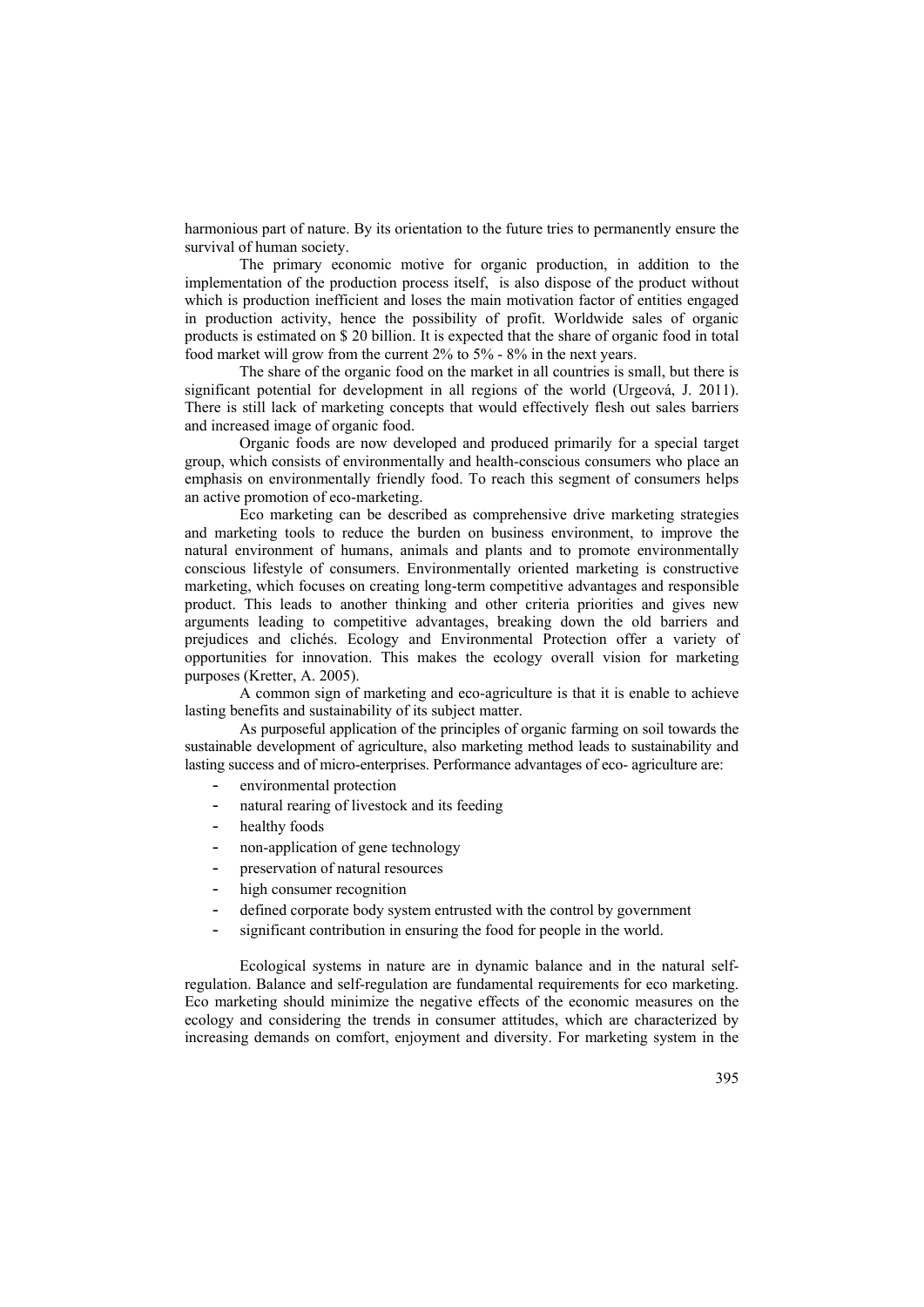harmonious part of nature. By its orientation to the future tries to permanently ensure the survival of human society.

The primary economic motive for organic production, in addition to the implementation of the production process itself, is also dispose of the product without which is production inefficient and loses the main motivation factor of entities engaged in production activity, hence the possibility of profit. Worldwide sales of organic products is estimated on $ 20 billion. It is expected that the share of organic food in total food market will grow from the current 2% to 5% - 8% in the next years.

The share of the organic food on the market in all countries is small, but there is significant potential for development in all regions of the world (Urgeová, J. 2011). There is still lack of marketing concepts that would effectively flesh out sales barriers and increased image of organic food.

Organic foods are now developed and produced primarily for a special target group, which consists of environmentally and health-conscious consumers who place an emphasis on environmentally friendly food. To reach this segment of consumers helps an active promotion of eco-marketing.

Eco marketing can be described as comprehensive drive marketing strategies and marketing tools to reduce the burden on business environment, to improve the natural environment of humans, animals and plants and to promote environmentally conscious lifestyle of consumers. Environmentally oriented marketing is constructive marketing, which focuses on creating long-term competitive advantages and responsible product. This leads to another thinking and other criteria priorities and gives new arguments leading to competitive advantages, breaking down the old barriers and prejudices and clichés. Ecology and Environmental Protection offer a variety of opportunities for innovation. This makes the ecology overall vision for marketing purposes (Kretter, A. 2005).

A common sign of marketing and eco-agriculture is that it is enable to achieve lasting benefits and sustainability of its subject matter.

As purposeful application of the principles of organic farming on soil towards the sustainable development of agriculture, also marketing method leads to sustainability and lasting success and of micro-enterprises. Performance advantages of eco- agriculture are:

- environmental protection
- natural rearing of livestock and its feeding
- healthy foods
- non-application of gene technology
- preservation of natural resources
- high consumer recognition
- defined corporate body system entrusted with the control by government
- significant contribution in ensuring the food for people in the world.

Ecological systems in nature are in dynamic balance and in the natural self-regulation. Balance and self-regulation are fundamental requirements for eco marketing. Eco marketing should minimize the negative effects of the economic measures on the ecology and considering the trends in consumer attitudes, which are characterized by increasing demands on comfort, enjoyment and diversity. For marketing system in the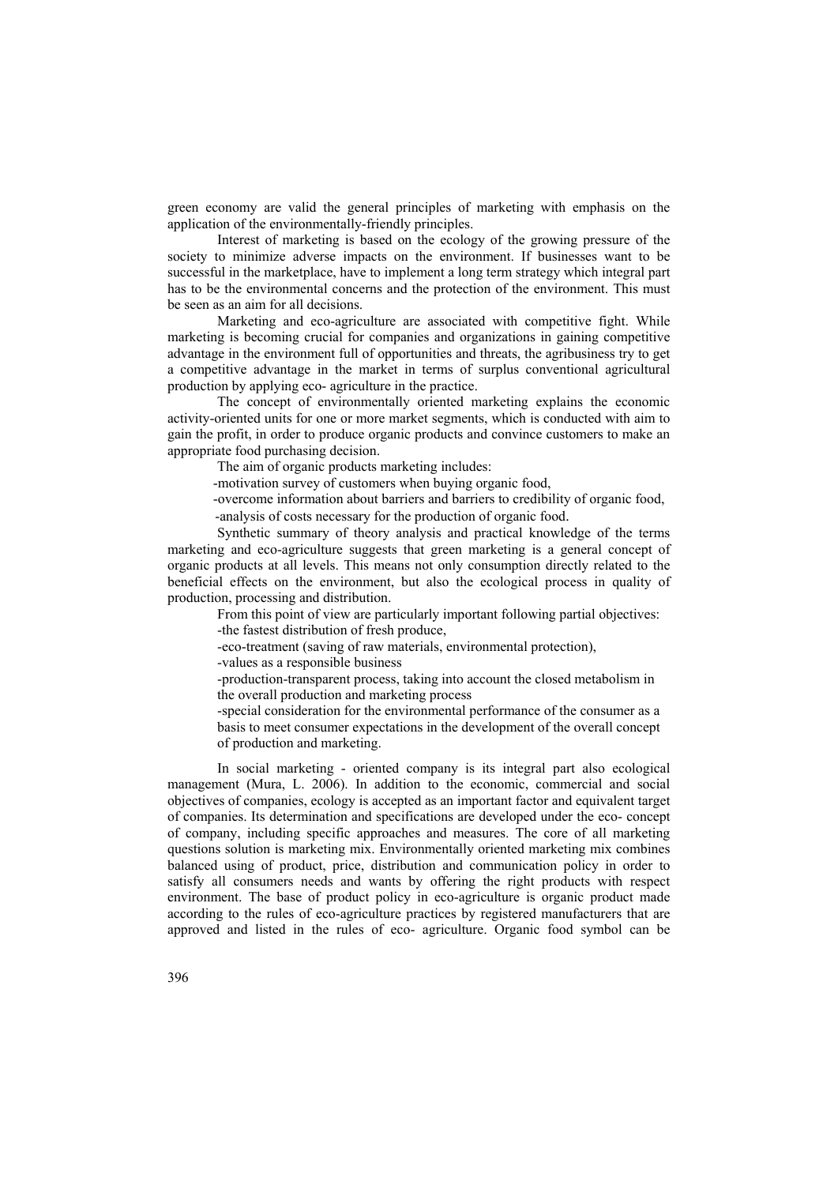green economy are valid the general principles of marketing with emphasis on the application of the environmentally-friendly principles.

Interest of marketing is based on the ecology of the growing pressure of the society to minimize adverse impacts on the environment. If businesses want to be successful in the marketplace, have to implement a long term strategy which integral part has to be the environmental concerns and the protection of the environment. This must be seen as an aim for all decisions.

Marketing and eco-agriculture are associated with competitive fight. While marketing is becoming crucial for companies and organizations in gaining competitive advantage in the environment full of opportunities and threats, the agribusiness try to get a competitive advantage in the market in terms of surplus conventional agricultural production by applying eco- agriculture in the practice.

The concept of environmentally oriented marketing explains the economic activity-oriented units for one or more market segments, which is conducted with aim to gain the profit, in order to produce organic products and convince customers to make an appropriate food purchasing decision.

The aim of organic products marketing includes:

-motivation survey of customers when buying organic food,

-overcome information about barriers and barriers to credibility of organic food,

-analysis of costs necessary for the production of organic food.

Synthetic summary of theory analysis and practical knowledge of the terms marketing and eco-agriculture suggests that green marketing is a general concept of organic products at all levels. This means not only consumption directly related to the beneficial effects on the environment, but also the ecological process in quality of production, processing and distribution.

From this point of view are particularly important following partial objectives:

-the fastest distribution of fresh produce,

-eco-treatment (saving of raw materials, environmental protection),

-values as a responsible business

-production-transparent process, taking into account the closed metabolism in the overall production and marketing process

-special consideration for the environmental performance of the consumer as a basis to meet consumer expectations in the development of the overall concept of production and marketing.

In social marketing - oriented company is its integral part also ecological management (Mura, L. 2006). In addition to the economic, commercial and social objectives of companies, ecology is accepted as an important factor and equivalent target of companies. Its determination and specifications are developed under the eco- concept of company, including specific approaches and measures. The core of all marketing questions solution is marketing mix. Environmentally oriented marketing mix combines balanced using of product, price, distribution and communication policy in order to satisfy all consumers needs and wants by offering the right products with respect environment. The base of product policy in eco-agriculture is organic product made according to the rules of eco-agriculture practices by registered manufacturers that are approved and listed in the rules of eco- agriculture. Organic food symbol can be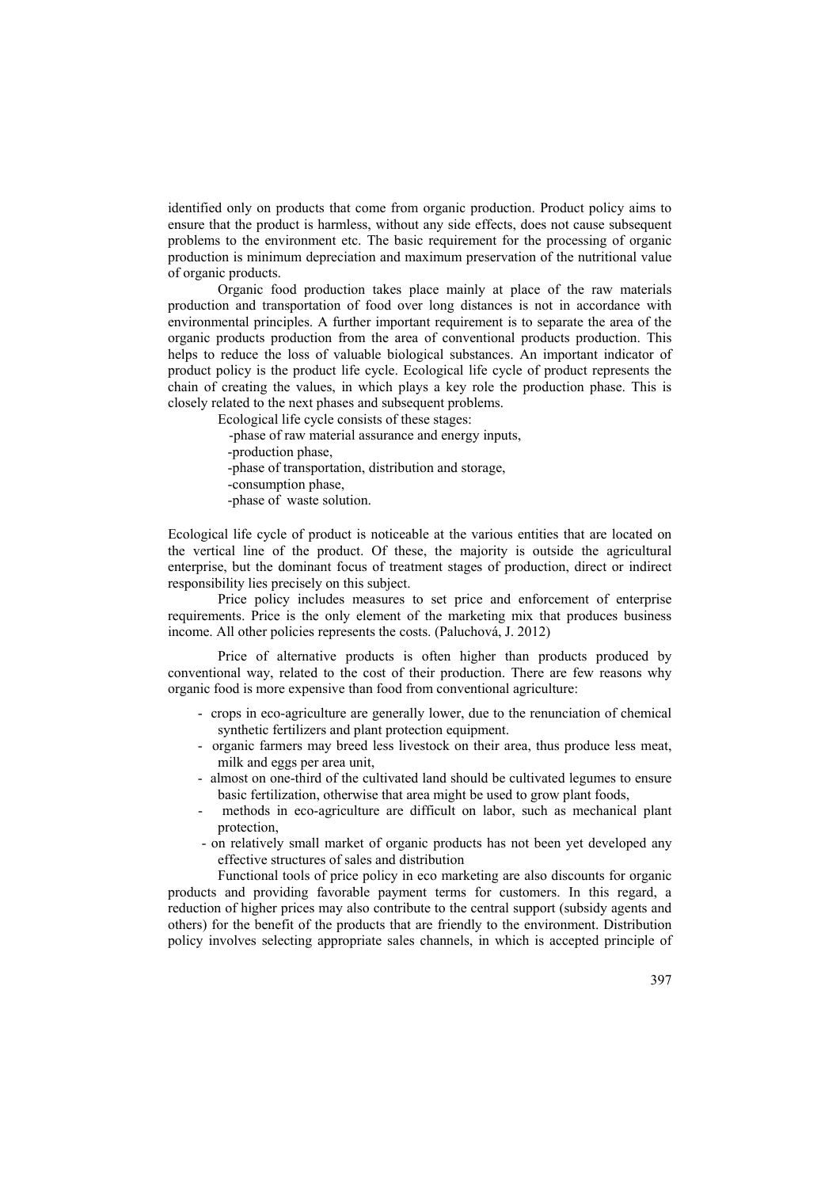identified only on products that come from organic production. Product policy aims to ensure that the product is harmless, without any side effects, does not cause subsequent problems to the environment etc. The basic requirement for the processing of organic production is minimum depreciation and maximum preservation of the nutritional value of organic products.

Organic food production takes place mainly at place of the raw materials production and transportation of food over long distances is not in accordance with environmental principles. A further important requirement is to separate the area of the organic products production from the area of conventional products production. This helps to reduce the loss of valuable biological substances. An important indicator of product policy is the product life cycle. Ecological life cycle of product represents the chain of creating the values, in which plays a key role the production phase. This is closely related to the next phases and subsequent problems.

Ecological life cycle consists of these stages:

- phase of raw material assurance and energy inputs,
- production phase,
- phase of transportation, distribution and storage,
- consumption phase,
- phase of waste solution.

Ecological life cycle of product is noticeable at the various entities that are located on the vertical line of the product. Of these, the majority is outside the agricultural enterprise, but the dominant focus of treatment stages of production, direct or indirect responsibility lies precisely on this subject.

Price policy includes measures to set price and enforcement of enterprise requirements. Price is the only element of the marketing mix that produces business income. All other policies represents the costs. (Paluchová, J. 2012)

Price of alternative products is often higher than products produced by conventional way, related to the cost of their production. There are few reasons why organic food is more expensive than food from conventional agriculture:

- crops in eco-agriculture are generally lower, due to the renunciation of chemical synthetic fertilizers and plant protection equipment.
- organic farmers may breed less livestock on their area, thus produce less meat, milk and eggs per area unit,
- almost on one-third of the cultivated land should be cultivated legumes to ensure basic fertilization, otherwise that area might be used to grow plant foods,
- methods in eco-agriculture are difficult on labor, such as mechanical plant protection,
- on relatively small market of organic products has not been yet developed any effective structures of sales and distribution

Functional tools of price policy in eco marketing are also discounts for organic products and providing favorable payment terms for customers. In this regard, a reduction of higher prices may also contribute to the central support (subsidy agents and others) for the benefit of the products that are friendly to the environment. Distribution policy involves selecting appropriate sales channels, in which is accepted principle of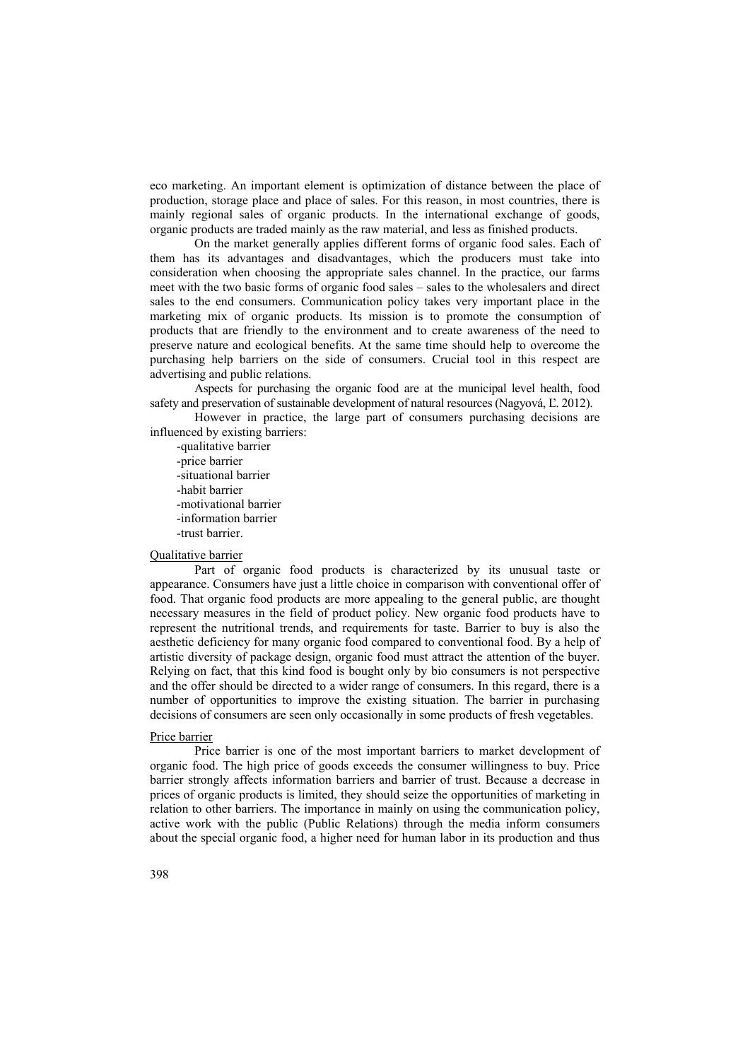eco marketing. An important element is optimization of distance between the place of production, storage place and place of sales. For this reason, in most countries, there is mainly regional sales of organic products. In the international exchange of goods, organic products are traded mainly as the raw material, and less as finished products.

On the market generally applies different forms of organic food sales. Each of them has its advantages and disadvantages, which the producers must take into consideration when choosing the appropriate sales channel. In the practice, our farms meet with the two basic forms of organic food sales – sales to the wholesalers and direct sales to the end consumers. Communication policy takes very important place in the marketing mix of organic products. Its mission is to promote the consumption of products that are friendly to the environment and to create awareness of the need to preserve nature and ecological benefits. At the same time should help to overcome the purchasing help barriers on the side of consumers. Crucial tool in this respect are advertising and public relations.

Aspects for purchasing the organic food are at the municipal level health, food safety and preservation of sustainable development of natural resources (Nagyová, Ľ. 2012).

However in practice, the large part of consumers purchasing decisions are influenced by existing barriers:

- qualitative barrier
- price barrier
- situational barrier
- habit barrier
- motivational barrier
- information barrier
- trust barrier.

Qualitative barrier

Part of organic food products is characterized by its unusual taste or appearance. Consumers have just a little choice in comparison with conventional offer of food. That organic food products are more appealing to the general public, are thought necessary measures in the field of product policy. New organic food products have to represent the nutritional trends, and requirements for taste. Barrier to buy is also the aesthetic deficiency for many organic food compared to conventional food. By a help of artistic diversity of package design, organic food must attract the attention of the buyer. Relying on fact, that this kind food is bought only by bio consumers is not perspective and the offer should be directed to a wider range of consumers. In this regard, there is a number of opportunities to improve the existing situation. The barrier in purchasing decisions of consumers are seen only occasionally in some products of fresh vegetables.

Price barrier

Price barrier is one of the most important barriers to market development of organic food. The high price of goods exceeds the consumer willingness to buy. Price barrier strongly affects information barriers and barrier of trust. Because a decrease in prices of organic products is limited, they should seize the opportunities of marketing in relation to other barriers. The importance in mainly on using the communication policy, active work with the public (Public Relations) through the media inform consumers about the special organic food, a higher need for human labor in its production and thus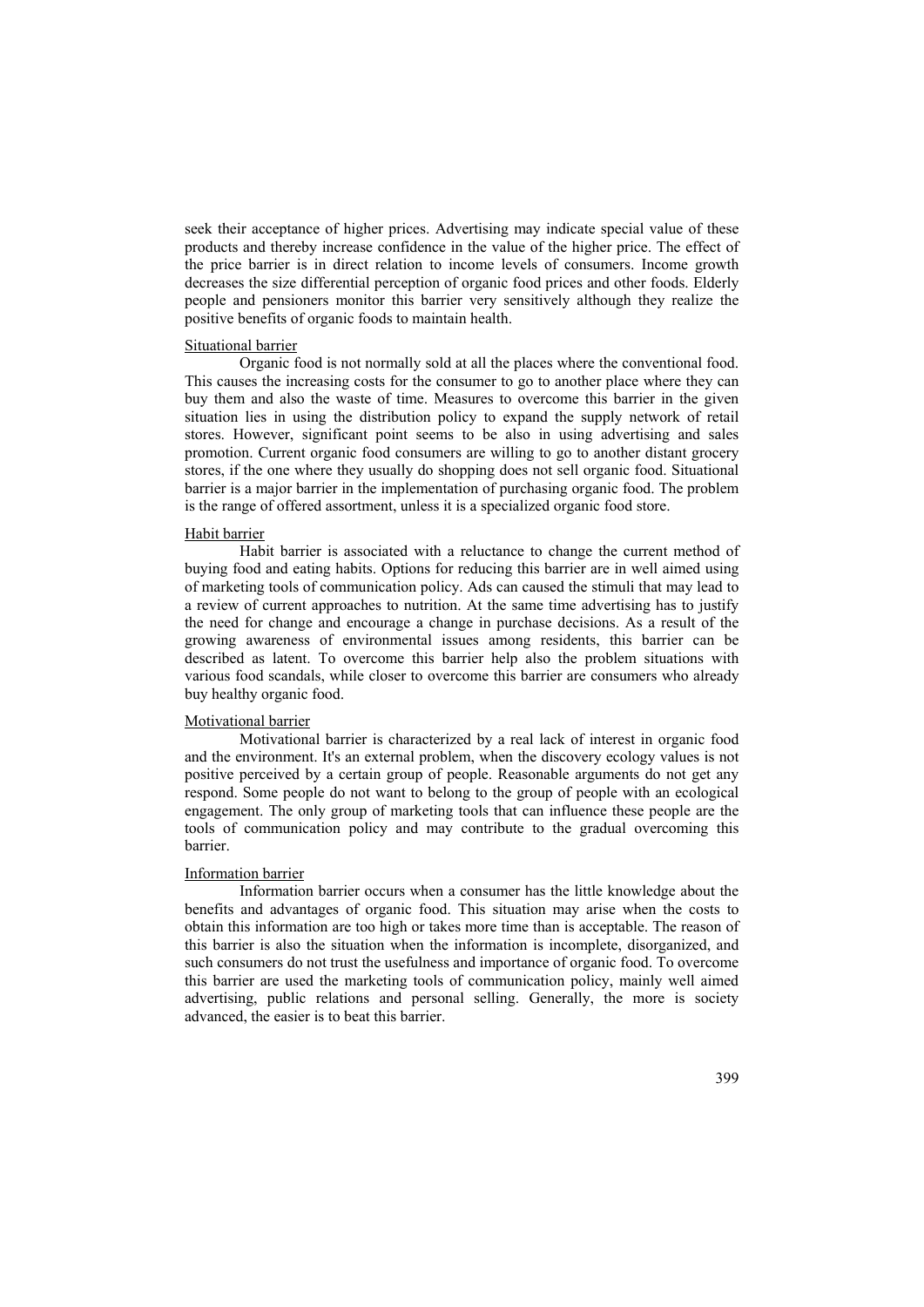seek their acceptance of higher prices. Advertising may indicate special value of these products and thereby increase confidence in the value of the higher price. The effect of the price barrier is in direct relation to income levels of consumers. Income growth decreases the size differential perception of organic food prices and other foods. Elderly people and pensioners monitor this barrier very sensitively although they realize the positive benefits of organic foods to maintain health.

<u>Situational barrier</u>

Organic food is not normally sold at all the places where the conventional food. This causes the increasing costs for the consumer to go to another place where they can buy them and also the waste of time. Measures to overcome this barrier in the given situation lies in using the distribution policy to expand the supply network of retail stores. However, significant point seems to be also in using advertising and sales promotion. Current organic food consumers are willing to go to another distant grocery stores, if the one where they usually do shopping does not sell organic food. Situational barrier is a major barrier in the implementation of purchasing organic food. The problem is the range of offered assortment, unless it is a specialized organic food store.

<u>Habit barrier</u>

Habit barrier is associated with a reluctance to change the current method of buying food and eating habits. Options for reducing this barrier are in well aimed using of marketing tools of communication policy. Ads can caused the stimuli that may lead to a review of current approaches to nutrition. At the same time advertising has to justify the need for change and encourage a change in purchase decisions. As a result of the growing awareness of environmental issues among residents, this barrier can be described as latent. To overcome this barrier help also the problem situations with various food scandals, while closer to overcome this barrier are consumers who already buy healthy organic food.

<u>Motivational barrier</u>

Motivational barrier is characterized by a real lack of interest in organic food and the environment. It's an external problem, when the discovery ecology values is not positive perceived by a certain group of people. Reasonable arguments do not get any respond. Some people do not want to belong to the group of people with an ecological engagement. The only group of marketing tools that can influence these people are the tools of communication policy and may contribute to the gradual overcoming this barrier.

<u>Information barrier</u>

Information barrier occurs when a consumer has the little knowledge about the benefits and advantages of organic food. This situation may arise when the costs to obtain this information are too high or takes more time than is acceptable. The reason of this barrier is also the situation when the information is incomplete, disorganized, and such consumers do not trust the usefulness and importance of organic food. To overcome this barrier are used the marketing tools of communication policy, mainly well aimed advertising, public relations and personal selling. Generally, the more is society advanced, the easier is to beat this barrier.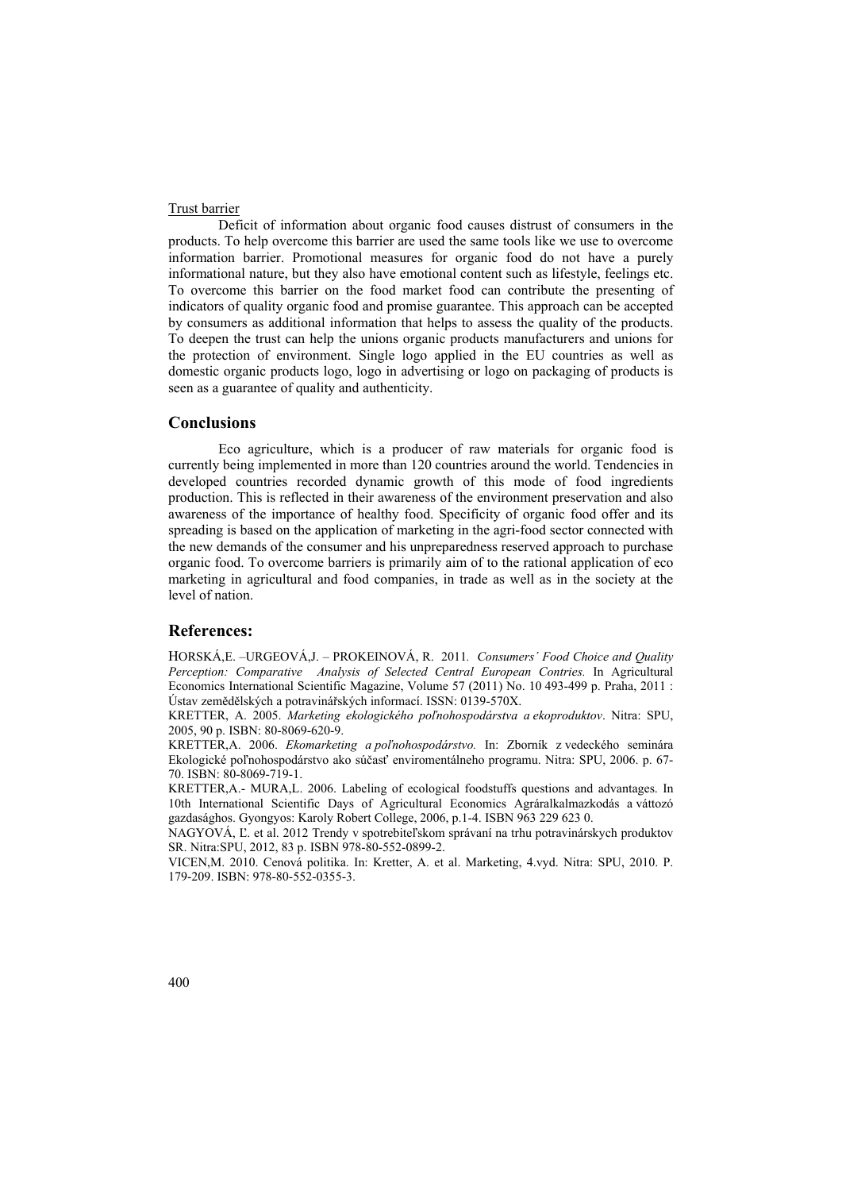Trust barrier

Deficit of information about organic food causes distrust of consumers in the products. To help overcome this barrier are used the same tools like we use to overcome information barrier. Promotional measures for organic food do not have a purely informational nature, but they also have emotional content such as lifestyle, feelings etc. To overcome this barrier on the food market food can contribute the presenting of indicators of quality organic food and promise guarantee. This approach can be accepted by consumers as additional information that helps to assess the quality of the products. To deepen the trust can help the unions organic products manufacturers and unions for the protection of environment. Single logo applied in the EU countries as well as domestic organic products logo, logo in advertising or logo on packaging of products is seen as a guarantee of quality and authenticity.

## Conclusions

Eco agriculture, which is a producer of raw materials for organic food is currently being implemented in more than 120 countries around the world. Tendencies in developed countries recorded dynamic growth of this mode of food ingredients production. This is reflected in their awareness of the environment preservation and also awareness of the importance of healthy food. Specificity of organic food offer and its spreading is based on the application of marketing in the agri-food sector connected with the new demands of the consumer and his unpreparedness reserved approach to purchase organic food. To overcome barriers is primarily aim of to the rational application of eco marketing in agricultural and food companies, in trade as well as in the society at the level of nation.

## References:

HORSKÁ,E. –URGEOVÁ,J. – PROKEINOVÁ, R. 2011. *Consumers´ Food Choice and Quality Perception: Comparative Analysis of Selected Central European Contries.* In Agricultural Economics International Scientific Magazine, Volume 57 (2011) No. 10 493-499 p. Praha, 2011 : Ústav zemědělských a potravinářských informací. ISSN: 0139-570X.

KRETTER, A. 2005. *Marketing ekologického poľnohospodárstva a ekoproduktov*. Nitra: SPU, 2005, 90 p. ISBN: 80-8069-620-9.

KRETTER,A. 2006. *Ekomarketing a poľnohospodárstvo.* In: Zborník z vedeckého seminára Ekologické poľnohospodárstvo ako súčasť enviromentálneho programu. Nitra: SPU, 2006. p. 67-70. ISBN: 80-8069-719-1.

KRETTER,A.- MURA,L. 2006. Labeling of ecological foodstuffs questions and advantages. In 10th International Scientific Days of Agricultural Economics Agráralkalmazkodás a váttozó gazdaságos. Gyongyos: Karoly Robert College, 2006, p.1-4. ISBN 963 229 623 0.

NAGYOVÁ, Ľ. et al. 2012 Trendy v spotrebiteľskom správaní na trhu potravinárskych produktov SR. Nitra:SPU, 2012, 83 p. ISBN 978-80-552-0899-2.

VICEN,M. 2010. Cenová politika. In: Kretter, A. et al. Marketing, 4.vyd. Nitra: SPU, 2010. P. 179-209. ISBN: 978-80-552-0355-3.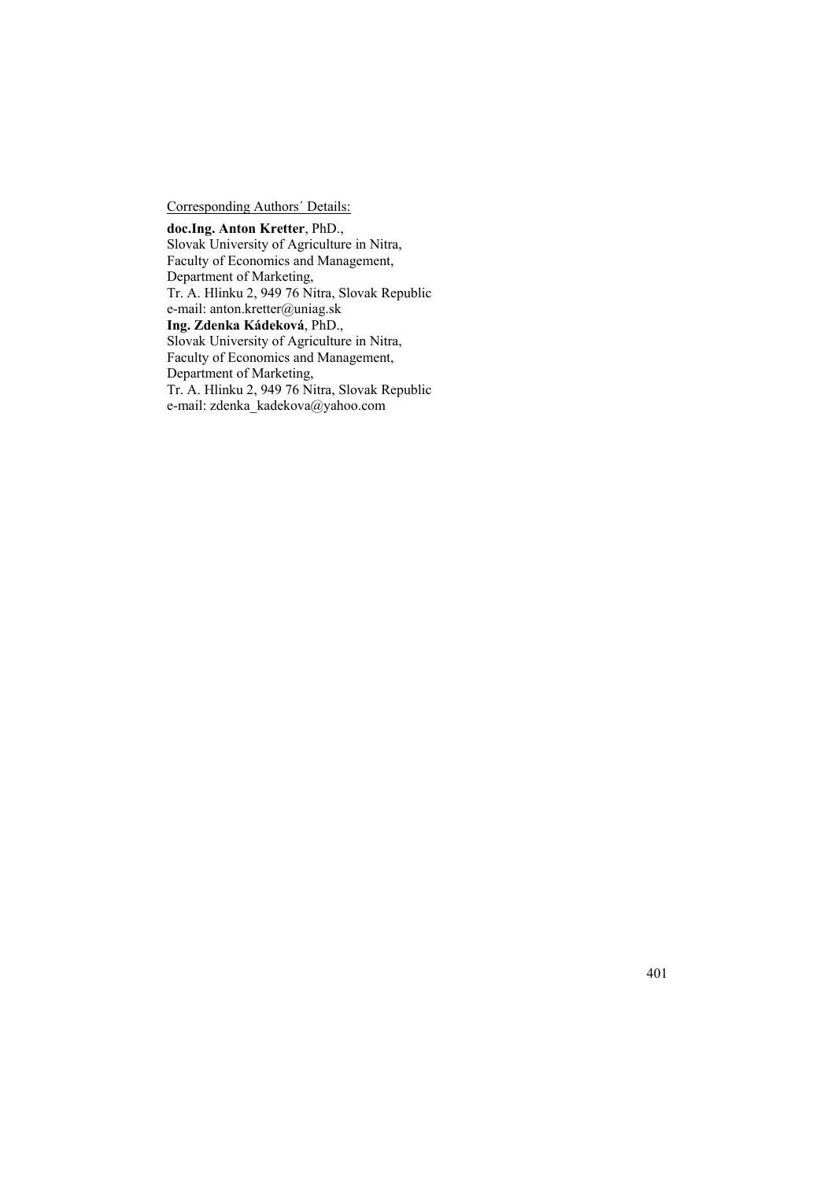Corresponding Authors´ Details:

**doc.Ing. Anton Kretter**, PhD.,
Slovak University of Agriculture in Nitra,
Faculty of Economics and Management,
Department of Marketing,
Tr. A. Hlinku 2, 949 76 Nitra, Slovak Republic
e-mail: anton.kretter@uniag.sk

**Ing. Zdenka Kádeková**, PhD.,
Slovak University of Agriculture in Nitra,
Faculty of Economics and Management,
Department of Marketing,
Tr. A. Hlinku 2, 949 76 Nitra, Slovak Republic
e-mail: zdenka_kadekova@yahoo.com